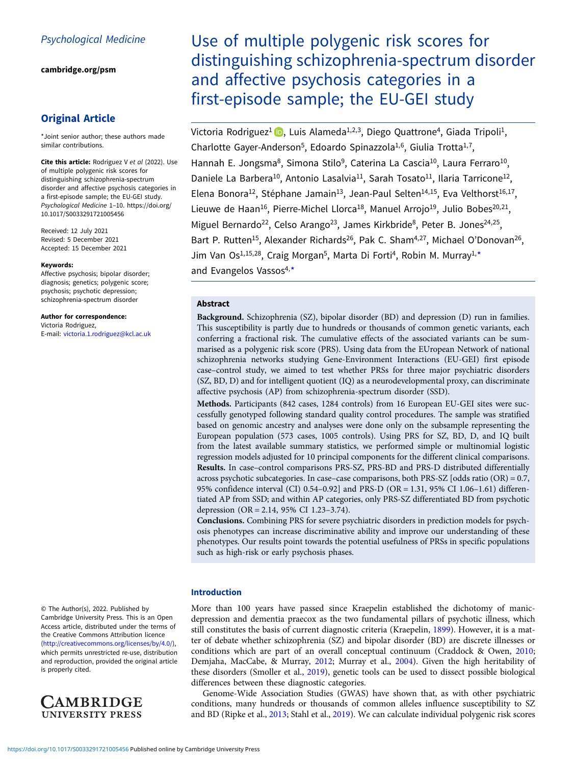Psychological Medicine

cambridge.org/psm

## Original Article

*Joint senior author; these authors made similar contributions.

**Cite this article:** Rodriguez V *et al* (2022). Use of multiple polygenic risk scores for distinguishing schizophrenia-spectrum disorder and affective psychosis categories in a first-episode sample; the EU-GEI study. *Psychological Medicine* 1–10. https://doi.org/10.1017/S0033291721005456

Received: 12 July 2021
Revised: 5 December 2021
Accepted: 15 December 2021

**Keywords:**
Affective psychosis; bipolar disorder; diagnosis; genetics; polygenic score; psychosis; psychotic depression; schizophrenia-spectrum disorder

**Author for correspondence:**
Victoria Rodriguez,
E-mail: victoria.1.rodriguez@kcl.ac.uk

© The Author(s), 2022. Published by Cambridge University Press. This is an Open Access article, distributed under the terms of the Creative Commons Attribution licence (http://creativecommons.org/licenses/by/4.0/), which permits unrestricted re-use, distribution and reproduction, provided the original article is properly cited.

# Use of multiple polygenic risk scores for distinguishing schizophrenia-spectrum disorder and affective psychosis categories in a first-episode sample; the EU-GEI study

Victoria Rodriguez[1], Luis Alameda[1,2,3], Diego Quattrone[4], Giada Tripoli[1], Charlotte Gayer-Anderson[5], Edoardo Spinazzola[1,6], Giulia Trotta[1,7], Hannah E. Jongsma[8], Simona Stilo[9], Caterina La Cascia[10], Laura Ferraro[10], Daniele La Barbera[10], Antonio Lasalvia[11], Sarah Tosato[11], Ilaria Tarricone[12], Elena Bonora[12], Stéphane Jamain[13], Jean-Paul Selten[14,15], Eva Velthorst[16,17], Lieuwe de Haan[16], Pierre-Michel Llorca[18], Manuel Arrojo[19], Julio Bobes[20,21], Miguel Bernardo[22], Celso Arango[23], James Kirkbride[8], Peter B. Jones[24,25], Bart P. Rutten[15], Alexander Richards[26], Pak C. Sham[4,27], Michael O'Donovan[26], Jim Van Os[1,15,28], Craig Morgan[5], Marta Di Forti[4], Robin M. Murray[1,*] and Evangelos Vassos[4,*]

## Abstract

**Background.** Schizophrenia (SZ), bipolar disorder (BD) and depression (D) run in families. This susceptibility is partly due to hundreds or thousands of common genetic variants, each conferring a fractional risk. The cumulative effects of the associated variants can be summarised as a polygenic risk score (PRS). Using data from the EUropean Network of national schizophrenia networks studying Gene-Environment Interactions (EU-GEI) first episode case–control study, we aimed to test whether PRSs for three major psychiatric disorders (SZ, BD, D) and for intelligent quotient (IQ) as a neurodevelopmental proxy, can discriminate affective psychosis (AP) from schizophrenia-spectrum disorder (SSD).

**Methods.** Participants (842 cases, 1284 controls) from 16 European EU-GEI sites were successfully genotyped following standard quality control procedures. The sample was stratified based on genomic ancestry and analyses were done only on the subsample representing the European population (573 cases, 1005 controls). Using PRS for SZ, BD, D, and IQ built from the latest available summary statistics, we performed simple or multinomial logistic regression models adjusted for 10 principal components for the different clinical comparisons.

**Results.** In case–control comparisons PRS-SZ, PRS-BD and PRS-D distributed differentially across psychotic subcategories. In case–case comparisons, both PRS-SZ [odds ratio (OR) = 0.7, 95% confidence interval (CI) 0.54–0.92] and PRS-D (OR = 1.31, 95% CI 1.06–1.61) differentiated AP from SSD; and within AP categories, only PRS-SZ differentiated BD from psychotic depression (OR = 2.14, 95% CI 1.23–3.74).

**Conclusions.** Combining PRS for severe psychiatric disorders in prediction models for psychosis phenotypes can increase discriminative ability and improve our understanding of these phenotypes. Our results point towards the potential usefulness of PRSs in specific populations such as high-risk or early psychosis phases.

## Introduction

More than 100 years have passed since Kraepelin established the dichotomy of manic-depression and dementia praecox as the two fundamental pillars of psychotic illness, which still constitutes the basis of current diagnostic criteria (Kraepelin, 1899). However, it is a matter of debate whether schizophrenia (SZ) and bipolar disorder (BD) are discrete illnesses or conditions which are part of an overall conceptual continuum (Craddock & Owen, 2010; Demjaha, MacCabe, & Murray, 2012; Murray et al., 2004). Given the high heritability of these disorders (Smoller et al., 2019), genetic tools can be used to dissect possible biological differences between these diagnostic categories.

Genome-Wide Association Studies (GWAS) have shown that, as with other psychiatric conditions, many hundreds or thousands of common alleles influence susceptibility to SZ and BD (Ripke et al., 2013; Stahl et al., 2019). We can calculate individual polygenic risk scores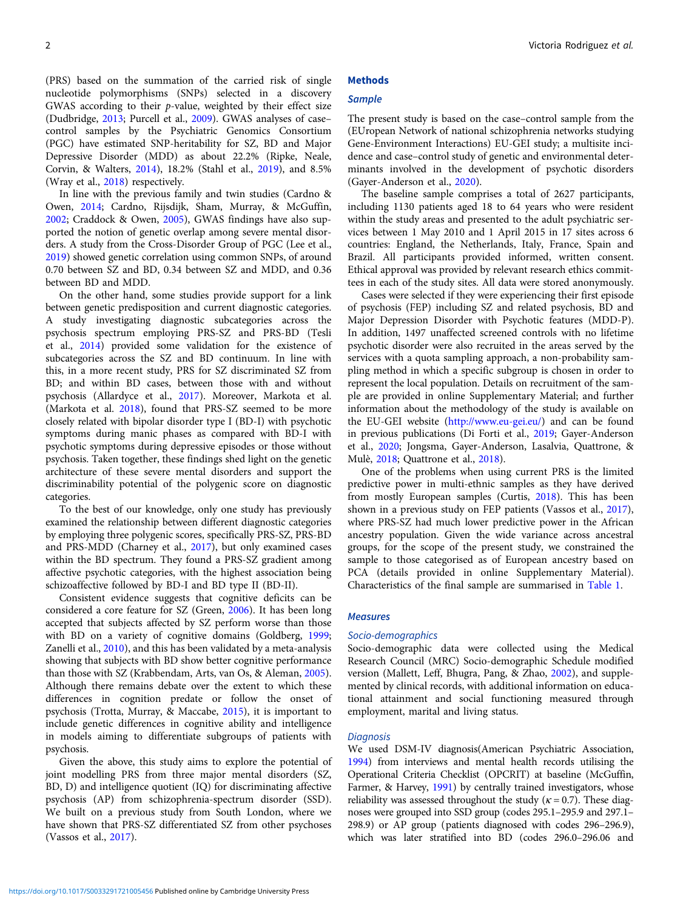(PRS) based on the summation of the carried risk of single nucleotide polymorphisms (SNPs) selected in a discovery GWAS according to their *p*-value, weighted by their effect size (Dudbridge, 2013; Purcell et al., 2009). GWAS analyses of case–control samples by the Psychiatric Genomics Consortium (PGC) have estimated SNP-heritability for SZ, BD and Major Depressive Disorder (MDD) as about 22.2% (Ripke, Neale, Corvin, & Walters, 2014), 18.2% (Stahl et al., 2019), and 8.5% (Wray et al., 2018) respectively.

In line with the previous family and twin studies (Cardno & Owen, 2014; Cardno, Rijsdijk, Sham, Murray, & McGuffin, 2002; Craddock & Owen, 2005), GWAS findings have also supported the notion of genetic overlap among severe mental disorders. A study from the Cross-Disorder Group of PGC (Lee et al., 2019) showed genetic correlation using common SNPs, of around 0.70 between SZ and BD, 0.34 between SZ and MDD, and 0.36 between BD and MDD.

On the other hand, some studies provide support for a link between genetic predisposition and current diagnostic categories. A study investigating diagnostic subcategories across the psychosis spectrum employing PRS-SZ and PRS-BD (Tesli et al., 2014) provided some validation for the existence of subcategories across the SZ and BD continuum. In line with this, in a more recent study, PRS for SZ discriminated SZ from BD; and within BD cases, between those with and without psychosis (Allardyce et al., 2017). Moreover, Markota et al. (Markota et al. 2018), found that PRS-SZ seemed to be more closely related with bipolar disorder type I (BD-I) with psychotic symptoms during manic phases as compared with BD-I with psychotic symptoms during depressive episodes or those without psychosis. Taken together, these findings shed light on the genetic architecture of these severe mental disorders and support the discriminability potential of the polygenic score on diagnostic categories.

To the best of our knowledge, only one study has previously examined the relationship between different diagnostic categories by employing three polygenic scores, specifically PRS-SZ, PRS-BD and PRS-MDD (Charney et al., 2017), but only examined cases within the BD spectrum. They found a PRS-SZ gradient among affective psychotic categories, with the highest association being schizoaffective followed by BD-I and BD type II (BD-II).

Consistent evidence suggests that cognitive deficits can be considered a core feature for SZ (Green, 2006). It has been long accepted that subjects affected by SZ perform worse than those with BD on a variety of cognitive domains (Goldberg, 1999; Zanelli et al., 2010), and this has been validated by a meta-analysis showing that subjects with BD show better cognitive performance than those with SZ (Krabbendam, Arts, van Os, & Aleman, 2005). Although there remains debate over the extent to which these differences in cognition predate or follow the onset of psychosis (Trotta, Murray, & Maccabe, 2015), it is important to include genetic differences in cognitive ability and intelligence in models aiming to differentiate subgroups of patients with psychosis.

Given the above, this study aims to explore the potential of joint modelling PRS from three major mental disorders (SZ, BD, D) and intelligence quotient (IQ) for discriminating affective psychosis (AP) from schizophrenia-spectrum disorder (SSD). We built on a previous study from South London, where we have shown that PRS-SZ differentiated SZ from other psychoses (Vassos et al., 2017).

## Methods

### Sample

The present study is based on the case–control sample from the (EUropean Network of national schizophrenia networks studying Gene-Environment Interactions) EU-GEI study; a multisite incidence and case–control study of genetic and environmental determinants involved in the development of psychotic disorders (Gayer-Anderson et al., 2020).

The baseline sample comprises a total of 2627 participants, including 1130 patients aged 18 to 64 years who were resident within the study areas and presented to the adult psychiatric services between 1 May 2010 and 1 April 2015 in 17 sites across 6 countries: England, the Netherlands, Italy, France, Spain and Brazil. All participants provided informed, written consent. Ethical approval was provided by relevant research ethics committees in each of the study sites. All data were stored anonymously.

Cases were selected if they were experiencing their first episode of psychosis (FEP) including SZ and related psychosis, BD and Major Depression Disorder with Psychotic features (MDD-P). In addition, 1497 unaffected screened controls with no lifetime psychotic disorder were also recruited in the areas served by the services with a quota sampling approach, a non-probability sampling method in which a specific subgroup is chosen in order to represent the local population. Details on recruitment of the sample are provided in online Supplementary Material; and further information about the methodology of the study is available on the EU-GEI website (http://www.eu-gei.eu/) and can be found in previous publications (Di Forti et al., 2019; Gayer-Anderson et al., 2020; Jongsma, Gayer-Anderson, Lasalvia, Quattrone, & Mulè, 2018; Quattrone et al., 2018).

One of the problems when using current PRS is the limited predictive power in multi-ethnic samples as they have derived from mostly European samples (Curtis, 2018). This has been shown in a previous study on FEP patients (Vassos et al., 2017), where PRS-SZ had much lower predictive power in the African ancestry population. Given the wide variance across ancestral groups, for the scope of the present study, we constrained the sample to those categorised as of European ancestry based on PCA (details provided in online Supplementary Material). Characteristics of the final sample are summarised in Table 1.

### Measures

#### Socio-demographics

Socio-demographic data were collected using the Medical Research Council (MRC) Socio-demographic Schedule modified version (Mallett, Leff, Bhugra, Pang, & Zhao, 2002), and supplemented by clinical records, with additional information on educational attainment and social functioning measured through employment, marital and living status.

#### Diagnosis

We used DSM-IV diagnosis(American Psychiatric Association, 1994) from interviews and mental health records utilising the Operational Criteria Checklist (OPCRIT) at baseline (McGuffin, Farmer, & Harvey, 1991) by centrally trained investigators, whose reliability was assessed throughout the study ($\kappa = 0.7$). These diagnoses were grouped into SSD group (codes 295.1–295.9 and 297.1–298.9) or AP group (patients diagnosed with codes 296–296.9), which was later stratified into BD (codes 296.0–296.06 and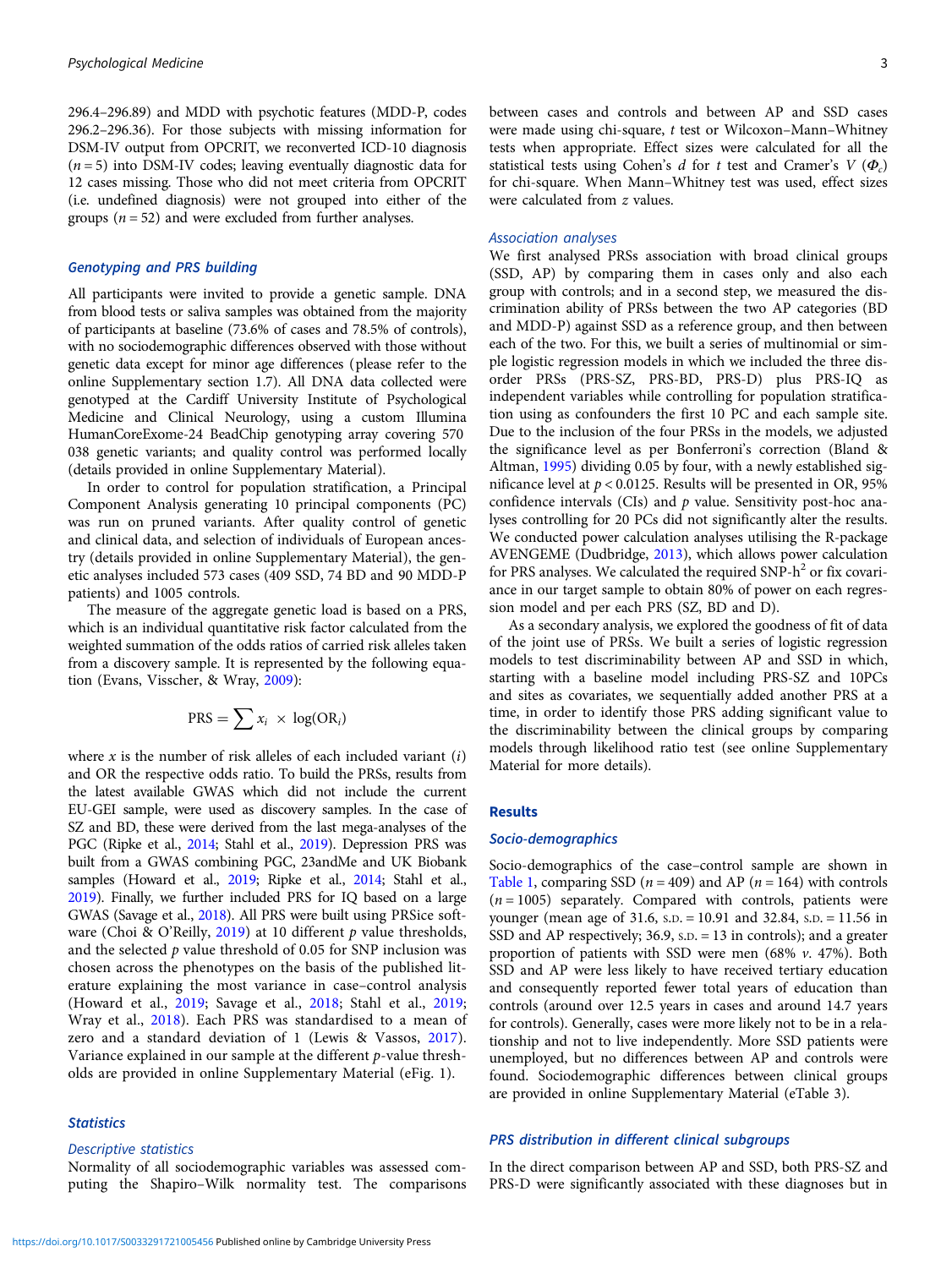296.4–296.89) and MDD with psychotic features (MDD-P, codes 296.2–296.36). For those subjects with missing information for DSM-IV output from OPCRIT, we reconverted ICD-10 diagnosis ($n = 5$) into DSM-IV codes; leaving eventually diagnostic data for 12 cases missing. Those who did not meet criteria from OPCRIT (i.e. undefined diagnosis) were not grouped into either of the groups ($n = 52$) and were excluded from further analyses.

### Genotyping and PRS building

All participants were invited to provide a genetic sample. DNA from blood tests or saliva samples was obtained from the majority of participants at baseline (73.6% of cases and 78.5% of controls), with no sociodemographic differences observed with those without genetic data except for minor age differences (please refer to the online Supplementary section 1.7). All DNA data collected were genotyped at the Cardiff University Institute of Psychological Medicine and Clinical Neurology, using a custom Illumina HumanCoreExome-24 BeadChip genotyping array covering 570 038 genetic variants; and quality control was performed locally (details provided in online Supplementary Material).

In order to control for population stratification, a Principal Component Analysis generating 10 principal components (PC) was run on pruned variants. After quality control of genetic and clinical data, and selection of individuals of European ancestry (details provided in online Supplementary Material), the genetic analyses included 573 cases (409 SSD, 74 BD and 90 MDD-P patients) and 1005 controls.

The measure of the aggregate genetic load is based on a PRS, which is an individual quantitative risk factor calculated from the weighted summation of the odds ratios of carried risk alleles taken from a discovery sample. It is represented by the following equation (Evans, Visscher, & Wray, 2009):

$$\text{PRS} = \sum x_i \times \log(\text{OR}_i)$$

where $x$ is the number of risk alleles of each included variant ($i$) and OR the respective odds ratio. To build the PRSs, results from the latest available GWAS which did not include the current EU-GEI sample, were used as discovery samples. In the case of SZ and BD, these were derived from the last mega-analyses of the PGC (Ripke et al., 2014; Stahl et al., 2019). Depression PRS was built from a GWAS combining PGC, 23andMe and UK Biobank samples (Howard et al., 2019; Ripke et al., 2014; Stahl et al., 2019). Finally, we further included PRS for IQ based on a large GWAS (Savage et al., 2018). All PRS were built using PRSice software (Choi & O'Reilly, 2019) at 10 different $p$ value thresholds, and the selected $p$ value threshold of 0.05 for SNP inclusion was chosen across the phenotypes on the basis of the published literature explaining the most variance in case–control analysis (Howard et al., 2019; Savage et al., 2018; Stahl et al., 2019; Wray et al., 2018). Each PRS was standardised to a mean of zero and a standard deviation of 1 (Lewis & Vassos, 2017). Variance explained in our sample at the different $p$-value thresholds are provided in online Supplementary Material (eFig. 1).

### Statistics

#### Descriptive statistics

Normality of all sociodemographic variables was assessed computing the Shapiro–Wilk normality test. The comparisons between cases and controls and between AP and SSD cases were made using chi-square, $t$ test or Wilcoxon–Mann–Whitney tests when appropriate. Effect sizes were calculated for all the statistical tests using Cohen's $d$ for $t$ test and Cramer's $V$ ($\Phi_c$) for chi-square. When Mann–Whitney test was used, effect sizes were calculated from $z$ values.

#### Association analyses

We first analysed PRSs association with broad clinical groups (SSD, AP) by comparing them in cases only and also each group with controls; and in a second step, we measured the discrimination ability of PRSs between the two AP categories (BD and MDD-P) against SSD as a reference group, and then between each of the two. For this, we built a series of multinomial or simple logistic regression models in which we included the three disorder PRSs (PRS-SZ, PRS-BD, PRS-D) plus PRS-IQ as independent variables while controlling for population stratification using as confounders the first 10 PC and each sample site. Due to the inclusion of the four PRSs in the models, we adjusted the significance level as per Bonferroni's correction (Bland & Altman, 1995) dividing 0.05 by four, with a newly established significance level at $p < 0.0125$. Results will be presented in OR, 95% confidence intervals (CIs) and $p$ value. Sensitivity post-hoc analyses controlling for 20 PCs did not significantly alter the results. We conducted power calculation analyses utilising the R-package AVENGEME (Dudbridge, 2013), which allows power calculation for PRS analyses. We calculated the required SNP-$h^2$ or fix covariance in our target sample to obtain 80% of power on each regression model and per each PRS (SZ, BD and D).

As a secondary analysis, we explored the goodness of fit of data of the joint use of PRSs. We built a series of logistic regression models to test discriminability between AP and SSD in which, starting with a baseline model including PRS-SZ and 10PCs and sites as covariates, we sequentially added another PRS at a time, in order to identify those PRS adding significant value to the discriminability between the clinical groups by comparing models through likelihood ratio test (see online Supplementary Material for more details).

## Results

### Socio-demographics

Socio-demographics of the case–control sample are shown in Table 1, comparing SSD ($n = 409$) and AP ($n = 164$) with controls ($n = 1005$) separately. Compared with controls, patients were younger (mean age of 31.6, S.D. = 10.91 and 32.84, S.D. = 11.56 in SSD and AP respectively; 36.9, S.D. = 13 in controls); and a greater proportion of patients with SSD were men (68% *v.* 47%). Both SSD and AP were less likely to have received tertiary education and consequently reported fewer total years of education than controls (around over 12.5 years in cases and around 14.7 years for controls). Generally, cases were more likely not to be in a relationship and not to live independently. More SSD patients were unemployed, but no differences between AP and controls were found. Sociodemographic differences between clinical groups are provided in online Supplementary Material (eTable 3).

### PRS distribution in different clinical subgroups

In the direct comparison between AP and SSD, both PRS-SZ and PRS-D were significantly associated with these diagnoses but in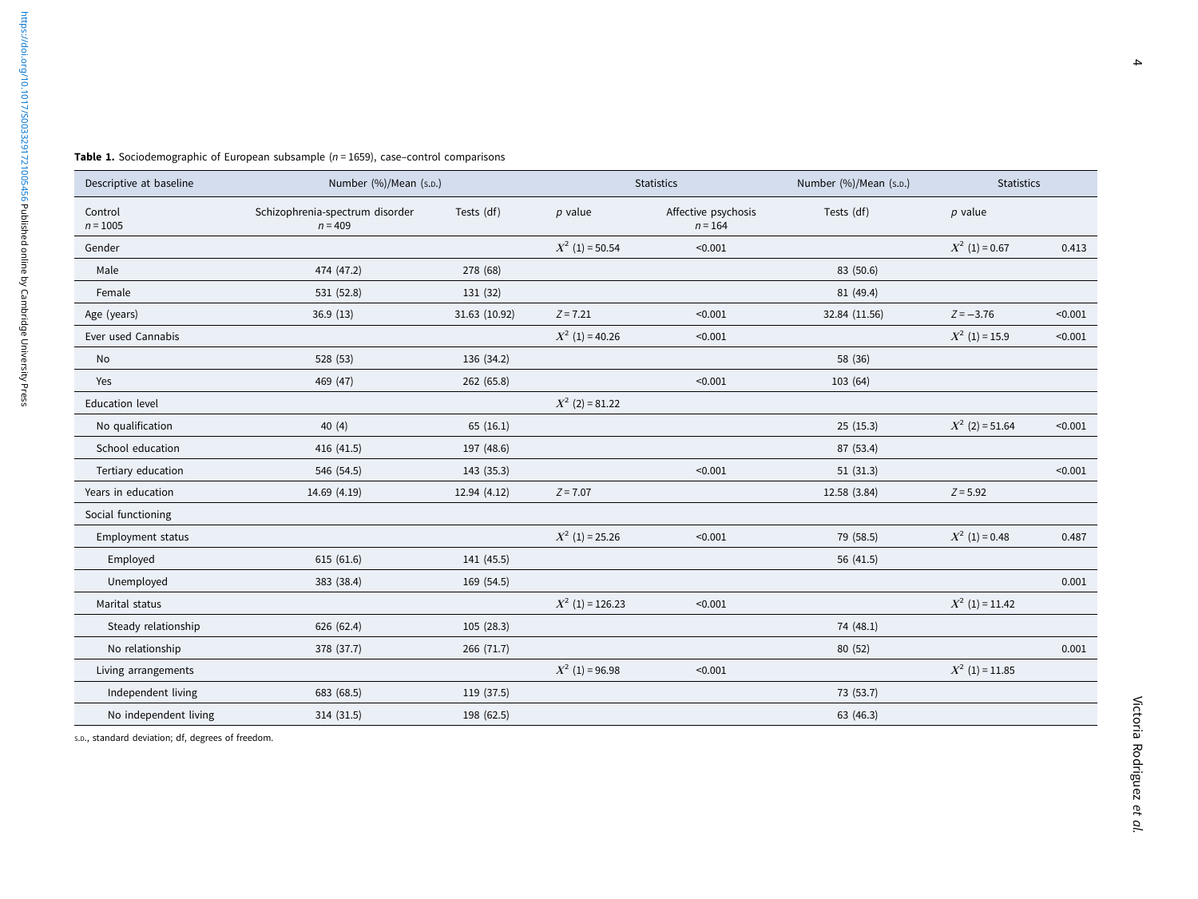**Table 1.** Sociodemographic of European subsample ($n = 1659$), case–control comparisons

| Descriptive at baseline | Number (%)/Mean (S.D.) | | Statistics | | Number (%)/Mean (S.D.) | Statistics | |
|---|---|---|---|---|---|---|---|
| Control $n = 1005$ | Schizophrenia-spectrum disorder $n = 409$ | Tests (df) | $p$ value | Affective psychosis $n = 164$ | Tests (df) | $p$ value | |
| Gender | | | $X^2$ (1) = 50.54 | <0.001 | | $X^2$ (1) = 0.67 | 0.413 |
| Male | 474 (47.2) | 278 (68) | | | 83 (50.6) | | |
| Female | 531 (52.8) | 131 (32) | | | 81 (49.4) | | |
| Age (years) | 36.9 (13) | 31.63 (10.92) | $Z = 7.21$ | <0.001 | 32.84 (11.56) | $Z = -3.76$ | <0.001 |
| Ever used Cannabis | | | $X^2$ (1) = 40.26 | <0.001 | | $X^2$ (1) = 15.9 | <0.001 |
| No | 528 (53) | 136 (34.2) | | | 58 (36) | | |
| Yes | 469 (47) | 262 (65.8) | | <0.001 | 103 (64) | | |
| Education level | | | $X^2$ (2) = 81.22 | | | | |
| No qualification | 40 (4) | 65 (16.1) | | | 25 (15.3) | $X^2$ (2) = 51.64 | <0.001 |
| School education | 416 (41.5) | 197 (48.6) | | | 87 (53.4) | | |
| Tertiary education | 546 (54.5) | 143 (35.3) | | <0.001 | 51 (31.3) | | <0.001 |
| Years in education | 14.69 (4.19) | 12.94 (4.12) | $Z = 7.07$ | | 12.58 (3.84) | $Z = 5.92$ | |
| Social functioning | | | | | | | |
| Employment status | | | $X^2$ (1) = 25.26 | <0.001 | 79 (58.5) | $X^2$ (1) = 0.48 | 0.487 |
| Employed | 615 (61.6) | 141 (45.5) | | | 56 (41.5) | | |
| Unemployed | 383 (38.4) | 169 (54.5) | | | | | 0.001 |
| Marital status | | | $X^2$ (1) = 126.23 | <0.001 | | $X^2$ (1) = 11.42 | |
| Steady relationship | 626 (62.4) | 105 (28.3) | | | 74 (48.1) | | |
| No relationship | 378 (37.7) | 266 (71.7) | | | 80 (52) | | 0.001 |
| Living arrangements | | | $X^2$ (1) = 96.98 | <0.001 | | $X^2$ (1) = 11.85 | |
| Independent living | 683 (68.5) | 119 (37.5) | | | 73 (53.7) | | |
| No independent living | 314 (31.5) | 198 (62.5) | | | 63 (46.3) | | |

S.D., standard deviation; df, degrees of freedom.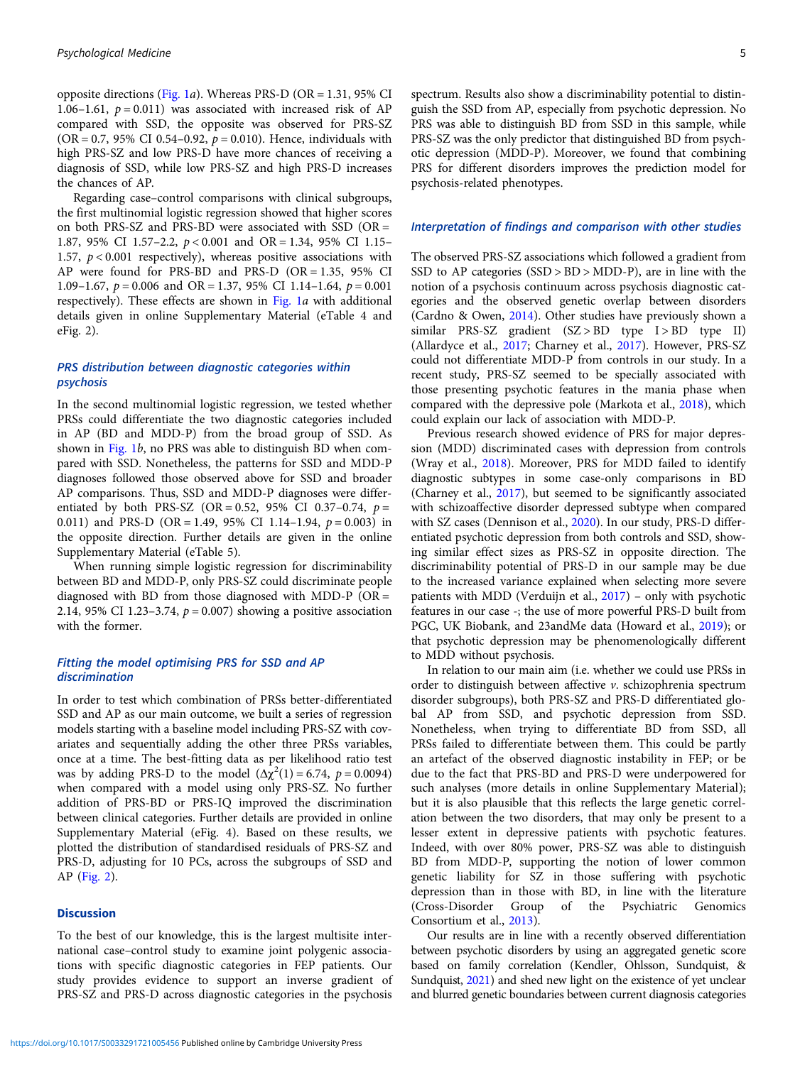opposite directions (Fig. 1*a*). Whereas PRS-D (OR = 1.31, 95% CI 1.06–1.61, $p = 0.011$) was associated with increased risk of AP compared with SSD, the opposite was observed for PRS-SZ (OR = 0.7, 95% CI 0.54–0.92, $p = 0.010$). Hence, individuals with high PRS-SZ and low PRS-D have more chances of receiving a diagnosis of SSD, while low PRS-SZ and high PRS-D increases the chances of AP.

Regarding case–control comparisons with clinical subgroups, the first multinomial logistic regression showed that higher scores on both PRS-SZ and PRS-BD were associated with SSD (OR = 1.87, 95% CI 1.57–2.2, $p < 0.001$ and OR = 1.34, 95% CI 1.15–1.57, $p < 0.001$ respectively), whereas positive associations with AP were found for PRS-BD and PRS-D (OR = 1.35, 95% CI 1.09–1.67, $p = 0.006$ and OR = 1.37, 95% CI 1.14–1.64, $p = 0.001$ respectively). These effects are shown in Fig. 1*a* with additional details given in online Supplementary Material (eTable 4 and eFig. 2).

### PRS distribution between diagnostic categories within psychosis

In the second multinomial logistic regression, we tested whether PRSs could differentiate the two diagnostic categories included in AP (BD and MDD-P) from the broad group of SSD. As shown in Fig. 1*b*, no PRS was able to distinguish BD when compared with SSD. Nonetheless, the patterns for SSD and MDD-P diagnoses followed those observed above for SSD and broader AP comparisons. Thus, SSD and MDD-P diagnoses were differentiated by both PRS-SZ (OR = 0.52, 95% CI 0.37–0.74, $p = 0.011$) and PRS-D (OR = 1.49, 95% CI 1.14–1.94, $p = 0.003$) in the opposite direction. Further details are given in the online Supplementary Material (eTable 5).

When running simple logistic regression for discriminability between BD and MDD-P, only PRS-SZ could discriminate people diagnosed with BD from those diagnosed with MDD-P (OR = 2.14, 95% CI 1.23–3.74, $p = 0.007$) showing a positive association with the former.

### Fitting the model optimising PRS for SSD and AP discrimination

In order to test which combination of PRSs better-differentiated SSD and AP as our main outcome, we built a series of regression models starting with a baseline model including PRS-SZ with covariates and sequentially adding the other three PRSs variables, once at a time. The best-fitting data as per likelihood ratio test was by adding PRS-D to the model ($\Delta\chi^2(1) = 6.74$, $p = 0.0094$) when compared with a model using only PRS-SZ. No further addition of PRS-BD or PRS-IQ improved the discrimination between clinical categories. Further details are provided in online Supplementary Material (eFig. 4). Based on these results, we plotted the distribution of standardised residuals of PRS-SZ and PRS-D, adjusting for 10 PCs, across the subgroups of SSD and AP (Fig. 2).

## Discussion

To the best of our knowledge, this is the largest multisite international case–control study to examine joint polygenic associations with specific diagnostic categories in FEP patients. Our study provides evidence to support an inverse gradient of PRS-SZ and PRS-D across diagnostic categories in the psychosis spectrum. Results also show a discriminability potential to distinguish the SSD from AP, especially from psychotic depression. No PRS was able to distinguish BD from SSD in this sample, while PRS-SZ was the only predictor that distinguished BD from psychotic depression (MDD-P). Moreover, we found that combining PRS for different disorders improves the prediction model for psychosis-related phenotypes.

### Interpretation of findings and comparison with other studies

The observed PRS-SZ associations which followed a gradient from SSD to AP categories (SSD > BD > MDD-P), are in line with the notion of a psychosis continuum across psychosis diagnostic categories and the observed genetic overlap between disorders (Cardno & Owen, 2014). Other studies have previously shown a similar PRS-SZ gradient (SZ > BD type I > BD type II) (Allardyce et al., 2017; Charney et al., 2017). However, PRS-SZ could not differentiate MDD-P from controls in our study. In a recent study, PRS-SZ seemed to be specially associated with those presenting psychotic features in the mania phase when compared with the depressive pole (Markota et al., 2018), which could explain our lack of association with MDD-P.

Previous research showed evidence of PRS for major depression (MDD) discriminated cases with depression from controls (Wray et al., 2018). Moreover, PRS for MDD failed to identify diagnostic subtypes in some case-only comparisons in BD (Charney et al., 2017), but seemed to be significantly associated with schizoaffective disorder depressed subtype when compared with SZ cases (Dennison et al., 2020). In our study, PRS-D differentiated psychotic depression from both controls and SSD, showing similar effect sizes as PRS-SZ in opposite direction. The discriminability potential of PRS-D in our sample may be due to the increased variance explained when selecting more severe patients with MDD (Verduijn et al., 2017) – only with psychotic features in our case -; the use of more powerful PRS-D built from PGC, UK Biobank, and 23andMe data (Howard et al., 2019); or that psychotic depression may be phenomenologically different to MDD without psychosis.

In relation to our main aim (i.e. whether we could use PRSs in order to distinguish between affective *v.* schizophrenia spectrum disorder subgroups), both PRS-SZ and PRS-D differentiated global AP from SSD, and psychotic depression from SSD. Nonetheless, when trying to differentiate BD from SSD, all PRSs failed to differentiate between them. This could be partly an artefact of the observed diagnostic instability in FEP; or be due to the fact that PRS-BD and PRS-D were underpowered for such analyses (more details in online Supplementary Material); but it is also plausible that this reflects the large genetic correlation between the two disorders, that may only be present to a lesser extent in depressive patients with psychotic features. Indeed, with over 80% power, PRS-SZ was able to distinguish BD from MDD-P, supporting the notion of lower common genetic liability for SZ in those suffering with psychotic depression than in those with BD, in line with the literature (Cross-Disorder Group of the Psychiatric Genomics Consortium et al., 2013).

Our results are in line with a recently observed differentiation between psychotic disorders by using an aggregated genetic score based on family correlation (Kendler, Ohlsson, Sundquist, & Sundquist, 2021) and shed new light on the existence of yet unclear and blurred genetic boundaries between current diagnosis categories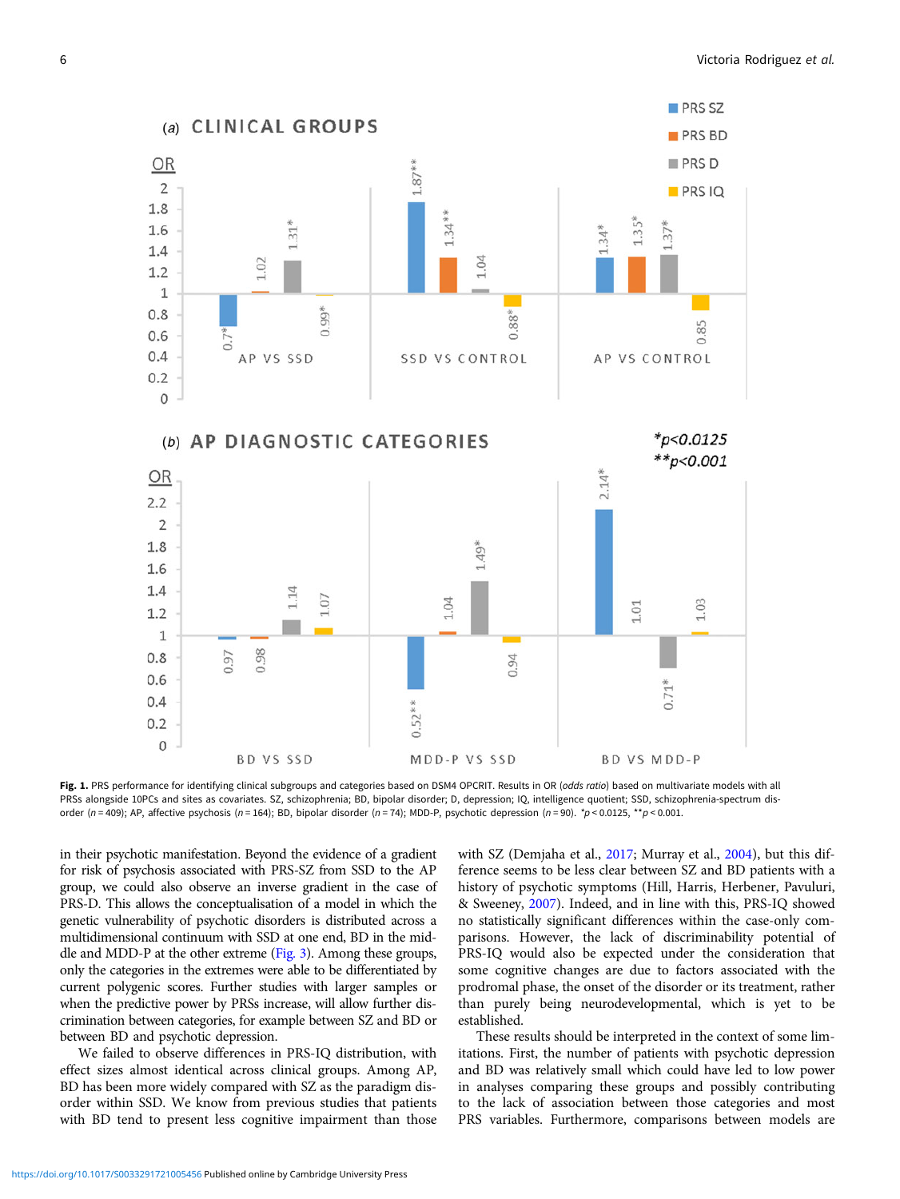**Fig. 1.** PRS performance for identifying clinical subgroups and categories based on DSM4 OPCRIT. Results in OR (*odds ratio*) based on multivariate models with all PRSs alongside 10PCs and sites as covariates. SZ, schizophrenia; BD, bipolar disorder; D, depression; IQ, intelligence quotient; SSD, schizophrenia-spectrum disorder ($n = 409$); AP, affective psychosis ($n = 164$); BD, bipolar disorder ($n = 74$); MDD-P, psychotic depression ($n = 90$). *$p < 0.0125$, **$p < 0.001$.

in their psychotic manifestation. Beyond the evidence of a gradient for risk of psychosis associated with PRS-SZ from SSD to the AP group, we could also observe an inverse gradient in the case of PRS-D. This allows the conceptualisation of a model in which the genetic vulnerability of psychotic disorders is distributed across a multidimensional continuum with SSD at one end, BD in the middle and MDD-P at the other extreme (Fig. 3). Among these groups, only the categories in the extremes were able to be differentiated by current polygenic scores. Further studies with larger samples or when the predictive power by PRSs increase, will allow further discrimination between categories, for example between SZ and BD or between BD and psychotic depression.

We failed to observe differences in PRS-IQ distribution, with effect sizes almost identical across clinical groups. Among AP, BD has been more widely compared with SZ as the paradigm disorder within SSD. We know from previous studies that patients with BD tend to present less cognitive impairment than those with SZ (Demjaha et al., 2017; Murray et al., 2004), but this difference seems to be less clear between SZ and BD patients with a history of psychotic symptoms (Hill, Harris, Herbener, Pavuluri, & Sweeney, 2007). Indeed, and in line with this, PRS-IQ showed no statistically significant differences within the case-only comparisons. However, the lack of discriminability potential of PRS-IQ would also be expected under the consideration that some cognitive changes are due to factors associated with the prodromal phase, the onset of the disorder or its treatment, rather than purely being neurodevelopmental, which is yet to be established.

These results should be interpreted in the context of some limitations. First, the number of patients with psychotic depression and BD was relatively small which could have led to low power in analyses comparing these groups and possibly contributing to the lack of association between those categories and most PRS variables. Furthermore, comparisons between models are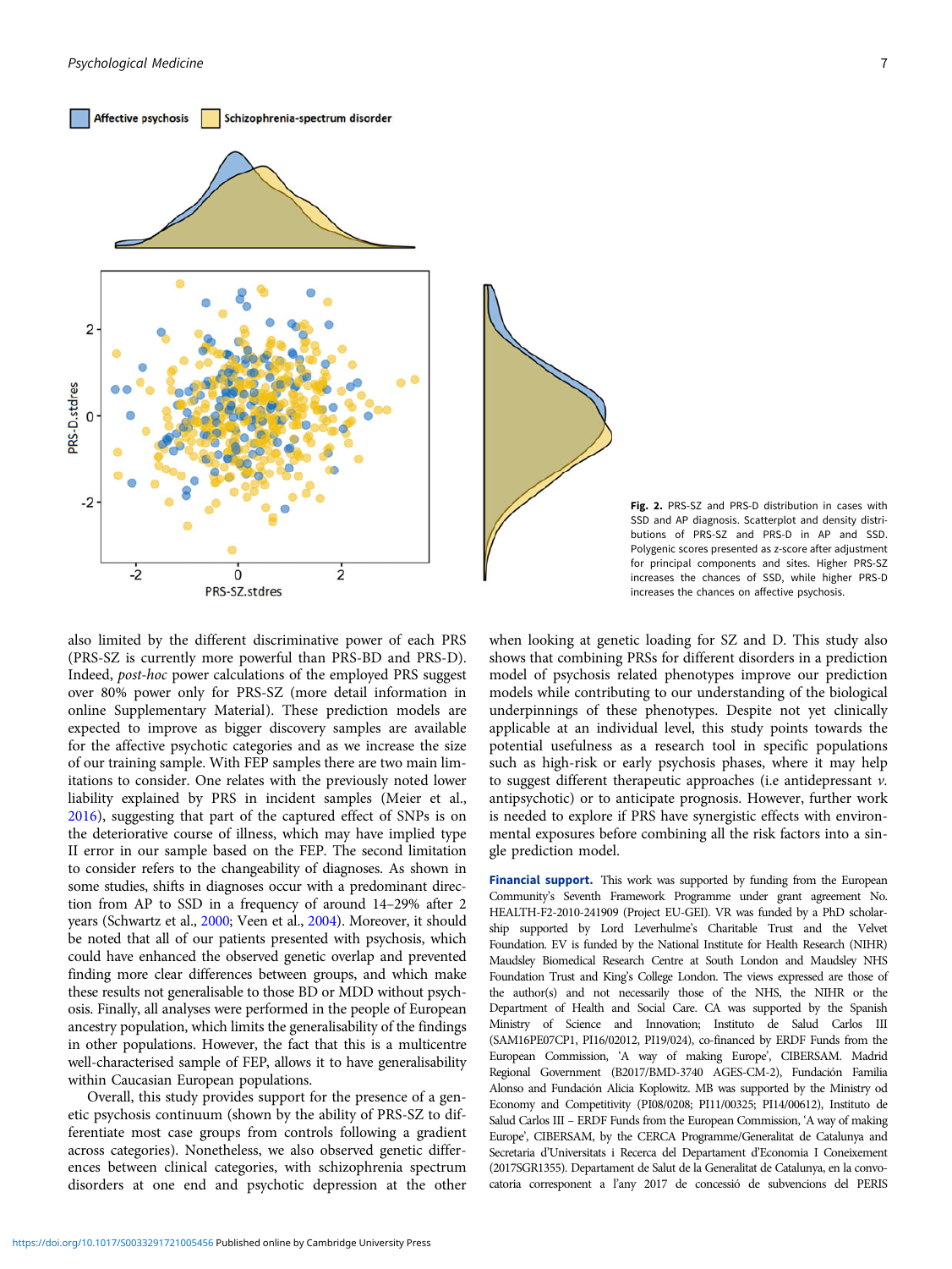Fig. 2. PRS-SZ and PRS-D distribution in cases with SSD and AP diagnosis. Scatterplot and density distributions of PRS-SZ and PRS-D in AP and SSD. Polygenic scores presented as z-score after adjustment for principal components and sites. Higher PRS-SZ increases the chances of SSD, while higher PRS-D increases the chances on affective psychosis.

also limited by the different discriminative power of each PRS (PRS-SZ is currently more powerful than PRS-BD and PRS-D). Indeed, *post-hoc* power calculations of the employed PRS suggest over 80% power only for PRS-SZ (more detail information in online Supplementary Material). These prediction models are expected to improve as bigger discovery samples are available for the affective psychotic categories and as we increase the size of our training sample. With FEP samples there are two main limitations to consider. One relates with the previously noted lower liability explained by PRS in incident samples (Meier et al., 2016), suggesting that part of the captured effect of SNPs is on the deteriorative course of illness, which may have implied type II error in our sample based on the FEP. The second limitation to consider refers to the changeability of diagnoses. As shown in some studies, shifts in diagnoses occur with a predominant direction from AP to SSD in a frequency of around 14–29% after 2 years (Schwartz et al., 2000; Veen et al., 2004). Moreover, it should be noted that all of our patients presented with psychosis, which could have enhanced the observed genetic overlap and prevented finding more clear differences between groups, and which make these results not generalisable to those BD or MDD without psychosis. Finally, all analyses were performed in the people of European ancestry population, which limits the generalisability of the findings in other populations. However, the fact that this is a multicentre well-characterised sample of FEP, allows it to have generalisability within Caucasian European populations.

Overall, this study provides support for the presence of a genetic psychosis continuum (shown by the ability of PRS-SZ to differentiate most case groups from controls following a gradient across categories). Nonetheless, we also observed genetic differences between clinical categories, with schizophrenia spectrum disorders at one end and psychotic depression at the other when looking at genetic loading for SZ and D. This study also shows that combining PRSs for different disorders in a prediction model of psychosis related phenotypes improve our prediction models while contributing to our understanding of the biological underpinnings of these phenotypes. Despite not yet clinically applicable at an individual level, this study points towards the potential usefulness as a research tool in specific populations such as high-risk or early psychosis phases, where it may help to suggest different therapeutic approaches (i.e antidepressant *v.* antipsychotic) or to anticipate prognosis. However, further work is needed to explore if PRS have synergistic effects with environmental exposures before combining all the risk factors into a single prediction model.

**Financial support.** This work was supported by funding from the European Community's Seventh Framework Programme under grant agreement No. HEALTH-F2-2010-241909 (Project EU-GEI). VR was funded by a PhD scholarship supported by Lord Leverhulme's Charitable Trust and the Velvet Foundation. EV is funded by the National Institute for Health Research (NIHR) Maudsley Biomedical Research Centre at South London and Maudsley NHS Foundation Trust and King's College London. The views expressed are those of the author(s) and not necessarily those of the NHS, the NIHR or the Department of Health and Social Care. CA was supported by the Spanish Ministry of Science and Innovation; Instituto de Salud Carlos III (SAM16PE07CP1, PI16/02012, PI19/024), co-financed by ERDF Funds from the European Commission, 'A way of making Europe', CIBERSAM. Madrid Regional Government (B2017/BMD-3740 AGES-CM-2), Fundación Familia Alonso and Fundación Alicia Koplowitz. MB was supported by the Ministry od Economy and Competitivity (PI08/0208; PI11/00325; PI14/00612), Instituto de Salud Carlos III – ERDF Funds from the European Commission, 'A way of making Europe', CIBERSAM, by the CERCA Programme/Generalitat de Catalunya and Secretaria d'Universitats i Recerca del Departament d'Economia I Coneixement (2017SGR1355). Departament de Salut de la Generalitat de Catalunya, en la convocatoria corresponent a l'any 2017 de concessió de subvencions del PERIS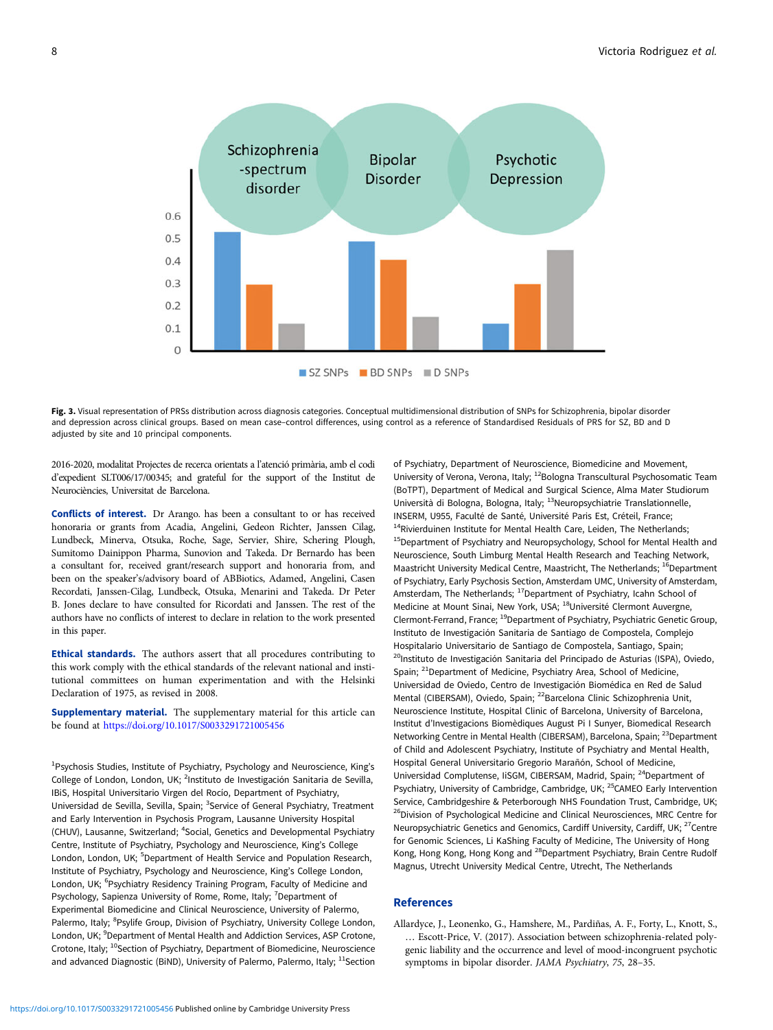**Fig. 3.** Visual representation of PRSs distribution across diagnosis categories. Conceptual multidimensional distribution of SNPs for Schizophrenia, bipolar disorder and depression across clinical groups. Based on mean case–control differences, using control as a reference of Standardised Residuals of PRS for SZ, BD and D adjusted by site and 10 principal components.

2016-2020, modalitat Projectes de recerca orientats a l'atenció primària, amb el codi d'expedient SLT006/17/00345; and grateful for the support of the Institut de Neurociències, Universitat de Barcelona.

**Conflicts of interest.** Dr Arango. has been a consultant to or has received honoraria or grants from Acadia, Angelini, Gedeon Richter, Janssen Cilag, Lundbeck, Minerva, Otsuka, Roche, Sage, Servier, Shire, Schering Plough, Sumitomo Dainippon Pharma, Sunovion and Takeda. Dr Bernardo has been a consultant for, received grant/research support and honoraria from, and been on the speaker's/advisory board of ABBiotics, Adamed, Angelini, Casen Recordati, Janssen-Cilag, Lundbeck, Otsuka, Menarini and Takeda. Dr Peter B. Jones declare to have consulted for Ricordati and Janssen. The rest of the authors have no conflicts of interest to declare in relation to the work presented in this paper.

**Ethical standards.** The authors assert that all procedures contributing to this work comply with the ethical standards of the relevant national and institutional committees on human experimentation and with the Helsinki Declaration of 1975, as revised in 2008.

**Supplementary material.** The supplementary material for this article can be found at https://doi.org/10.1017/S0033291721005456

[1]Psychosis Studies, Institute of Psychiatry, Psychology and Neuroscience, King's College of London, London, UK; [2]Instituto de Investigación Sanitaria de Sevilla, IBiS, Hospital Universitario Virgen del Rocío, Department of Psychiatry, Universidad de Sevilla, Sevilla, Spain; [3]Service of General Psychiatry, Treatment and Early Intervention in Psychosis Program, Lausanne University Hospital (CHUV), Lausanne, Switzerland; [4]Social, Genetics and Developmental Psychiatry Centre, Institute of Psychiatry, Psychology and Neuroscience, King's College London, London, UK; [5]Department of Health Service and Population Research, Institute of Psychiatry, Psychology and Neuroscience, King's College London, London, UK; [6]Psychiatry Residency Training Program, Faculty of Medicine and Psychology, Sapienza University of Rome, Rome, Italy; [7]Department of Experimental Biomedicine and Clinical Neuroscience, University of Palermo, Palermo, Italy; [8]Psylife Group, Division of Psychiatry, University College London, London, UK; [9]Department of Mental Health and Addiction Services, ASP Crotone, Crotone, Italy; [10]Section of Psychiatry, Department of Biomedicine, Neuroscience and advanced Diagnostic (BiND), University of Palermo, Palermo, Italy; [11]Section of Psychiatry, Department of Neuroscience, Biomedicine and Movement, University of Verona, Verona, Italy; [12]Bologna Transcultural Psychosomatic Team (BoTPT), Department of Medical and Surgical Science, Alma Mater Studiorum Università di Bologna, Bologna, Italy; [13]Neuropsychiatrie Translationnelle, INSERM, U955, Faculté de Santé, Université Paris Est, Créteil, France; [14]Rivierduinen Institute for Mental Health Care, Leiden, The Netherlands; [15]Department of Psychiatry and Neuropsychology, School for Mental Health and Neuroscience, South Limburg Mental Health Research and Teaching Network, Maastricht University Medical Centre, Maastricht, The Netherlands; [16]Department of Psychiatry, Early Psychosis Section, Amsterdam UMC, University of Amsterdam, Amsterdam, The Netherlands; [17]Department of Psychiatry, Icahn School of Medicine at Mount Sinai, New York, USA; [18]Université Clermont Auvergne, Clermont-Ferrand, France; [19]Department of Psychiatry, Psychiatric Genetic Group, Instituto de Investigación Sanitaria de Santiago de Compostela, Complejo Hospitalario Universitario de Santiago de Compostela, Santiago, Spain; [20]Instituto de Investigación Sanitaria del Principado de Asturias (ISPA), Oviedo, Spain; [21]Department of Medicine, Psychiatry Area, School of Medicine, Universidad de Oviedo, Centro de Investigación Biomédica en Red de Salud Mental (CIBERSAM), Oviedo, Spain; [22]Barcelona Clinic Schizophrenia Unit, Neuroscience Institute, Hospital Clinic of Barcelona, University of Barcelona, Institut d'Investigacions Biomèdiques August Pi I Sunyer, Biomedical Research Networking Centre in Mental Health (CIBERSAM), Barcelona, Spain; [23]Department of Child and Adolescent Psychiatry, Institute of Psychiatry and Mental Health, Hospital General Universitario Gregorio Marañón, School of Medicine, Universidad Complutense, IiSGM, CIBERSAM, Madrid, Spain; [24]Department of Psychiatry, University of Cambridge, Cambridge, UK; [25]CAMEO Early Intervention Service, Cambridgeshire & Peterborough NHS Foundation Trust, Cambridge, UK; [26]Division of Psychological Medicine and Clinical Neurosciences, MRC Centre for Neuropsychiatric Genetics and Genomics, Cardiff University, Cardiff, UK; [27]Centre for Genomic Sciences, Li KaShing Faculty of Medicine, The University of Hong Kong, Hong Kong, Hong Kong and [28]Department Psychiatry, Brain Centre Rudolf Magnus, Utrecht University Medical Centre, Utrecht, The Netherlands

## References

Allardyce, J., Leonenko, G., Hamshere, M., Pardiñas, A. F., Forty, L., Knott, S., … Escott-Price, V. (2017). Association between schizophrenia-related polygenic liability and the occurrence and level of mood-incongruent psychotic symptoms in bipolar disorder. *JAMA Psychiatry*, *75*, 28–35.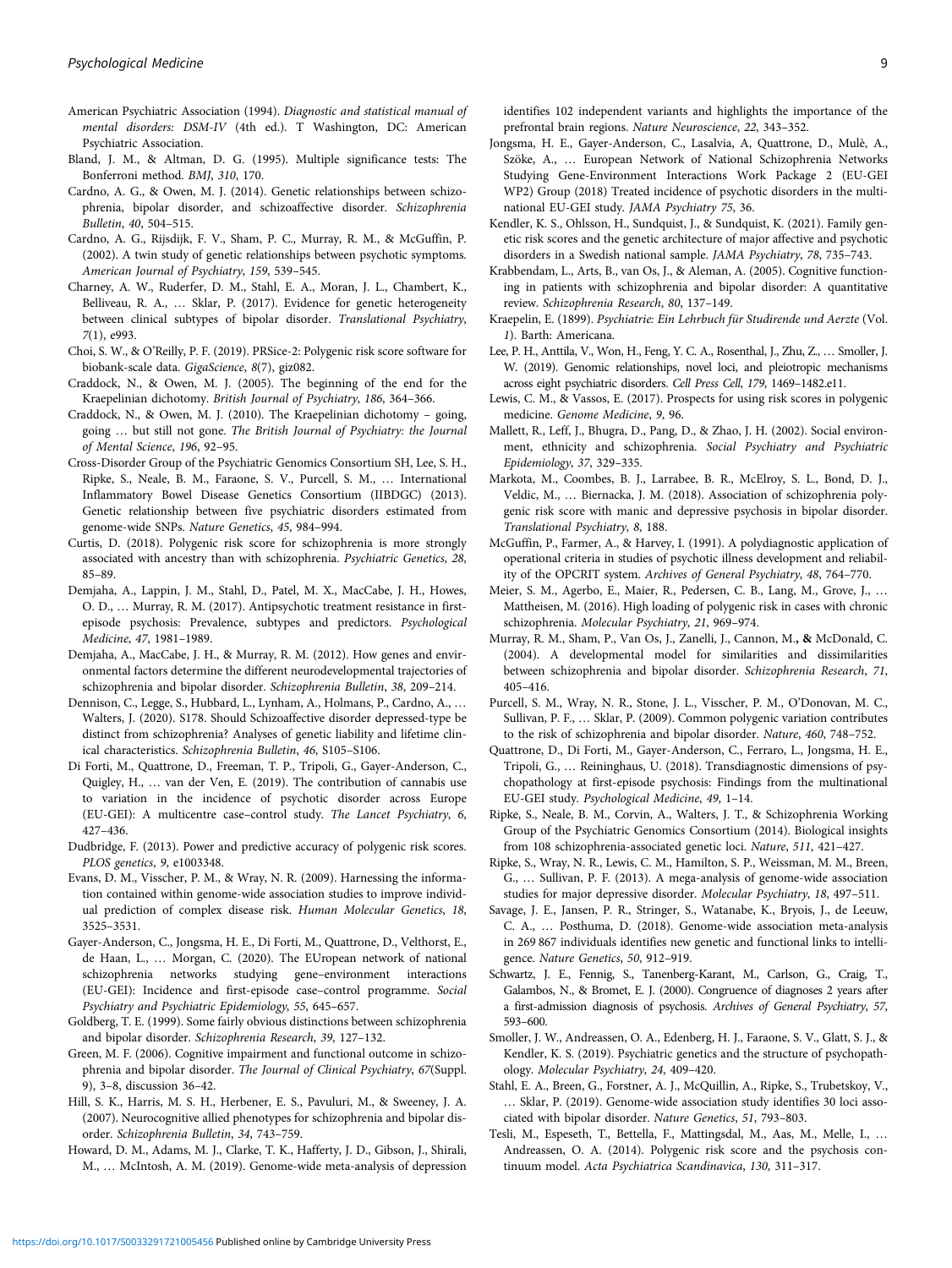American Psychiatric Association (1994). *Diagnostic and statistical manual of mental disorders: DSM-IV* (4th ed.). T Washington, DC: American Psychiatric Association.

Bland, J. M., & Altman, D. G. (1995). Multiple significance tests: The Bonferroni method. *BMJ*, *310*, 170.

Cardno, A. G., & Owen, M. J. (2014). Genetic relationships between schizophrenia, bipolar disorder, and schizoaffective disorder. *Schizophrenia Bulletin*, *40*, 504–515.

Cardno, A. G., Rijsdijk, F. V., Sham, P. C., Murray, R. M., & McGuffin, P. (2002). A twin study of genetic relationships between psychotic symptoms. *American Journal of Psychiatry*, *159*, 539–545.

Charney, A. W., Ruderfer, D. M., Stahl, E. A., Moran, J. L., Chambert, K., Belliveau, R. A., … Sklar, P. (2017). Evidence for genetic heterogeneity between clinical subtypes of bipolar disorder. *Translational Psychiatry*, *7*(1), e993.

Choi, S. W., & O'Reilly, P. F. (2019). PRSice-2: Polygenic risk score software for biobank-scale data. *GigaScience*, *8*(7), giz082.

Craddock, N., & Owen, M. J. (2005). The beginning of the end for the Kraepelinian dichotomy. *British Journal of Psychiatry*, *186*, 364–366.

Craddock, N., & Owen, M. J. (2010). The Kraepelinian dichotomy – going, going … but still not gone. *The British Journal of Psychiatry: the Journal of Mental Science*, *196*, 92–95.

Cross-Disorder Group of the Psychiatric Genomics Consortium SH, Lee, S. H., Ripke, S., Neale, B. M., Faraone, S. V., Purcell, S. M., … International Inflammatory Bowel Disease Genetics Consortium (IIBDGC) (2013). Genetic relationship between five psychiatric disorders estimated from genome-wide SNPs. *Nature Genetics*, *45*, 984–994.

Curtis, D. (2018). Polygenic risk score for schizophrenia is more strongly associated with ancestry than with schizophrenia. *Psychiatric Genetics*, *28*, 85–89.

Demjaha, A., Lappin, J. M., Stahl, D., Patel, M. X., MacCabe, J. H., Howes, O. D., … Murray, R. M. (2017). Antipsychotic treatment resistance in first-episode psychosis: Prevalence, subtypes and predictors. *Psychological Medicine*, *47*, 1981–1989.

Demjaha, A., MacCabe, J. H., & Murray, R. M. (2012). How genes and environmental factors determine the different neurodevelopmental trajectories of schizophrenia and bipolar disorder. *Schizophrenia Bulletin*, *38*, 209–214.

Dennison, C., Legge, S., Hubbard, L., Lynham, A., Holmans, P., Cardno, A., … Walters, J. (2020). S178. Should Schizoaffective disorder depressed-type be distinct from schizophrenia? Analyses of genetic liability and lifetime clinical characteristics. *Schizophrenia Bulletin*, *46*, S105–S106.

Di Forti, M., Quattrone, D., Freeman, T. P., Tripoli, G., Gayer-Anderson, C., Quigley, H., … van der Ven, E. (2019). The contribution of cannabis use to variation in the incidence of psychotic disorder across Europe (EU-GEI): A multicentre case–control study. *The Lancet Psychiatry*, *6*, 427–436.

Dudbridge, F. (2013). Power and predictive accuracy of polygenic risk scores. *PLOS genetics*, *9*, e1003348.

Evans, D. M., Visscher, P. M., & Wray, N. R. (2009). Harnessing the information contained within genome-wide association studies to improve individual prediction of complex disease risk. *Human Molecular Genetics*, *18*, 3525–3531.

Gayer-Anderson, C., Jongsma, H. E., Di Forti, M., Quattrone, D., Velthorst, E., de Haan, L., … Morgan, C. (2020). The EUropean network of national schizophrenia networks studying gene–environment interactions (EU-GEI): Incidence and first-episode case–control programme. *Social Psychiatry and Psychiatric Epidemiology*, *55*, 645–657.

Goldberg, T. E. (1999). Some fairly obvious distinctions between schizophrenia and bipolar disorder. *Schizophrenia Research*, *39*, 127–132.

Green, M. F. (2006). Cognitive impairment and functional outcome in schizophrenia and bipolar disorder. *The Journal of Clinical Psychiatry*, *67*(Suppl. 9), 3–8, discussion 36–42.

Hill, S. K., Harris, M. S. H., Herbener, E. S., Pavuluri, M., & Sweeney, J. A. (2007). Neurocognitive allied phenotypes for schizophrenia and bipolar disorder. *Schizophrenia Bulletin*, *34*, 743–759.

Howard, D. M., Adams, M. J., Clarke, T. K., Hafferty, J. D., Gibson, J., Shirali, M., … McIntosh, A. M. (2019). Genome-wide meta-analysis of depression identifies 102 independent variants and highlights the importance of the prefrontal brain regions. *Nature Neuroscience*, *22*, 343–352.

Jongsma, H. E., Gayer-Anderson, C., Lasalvia, A, Quattrone, D., Mulè, A., Szöke, A., … European Network of National Schizophrenia Networks Studying Gene-Environment Interactions Work Package 2 (EU-GEI WP2) Group (2018) Treated incidence of psychotic disorders in the multinational EU-GEI study. *JAMA Psychiatry 75*, 36.

Kendler, K. S., Ohlsson, H., Sundquist, J., & Sundquist, K. (2021). Family genetic risk scores and the genetic architecture of major affective and psychotic disorders in a Swedish national sample. *JAMA Psychiatry*, *78*, 735–743.

Krabbendam, L., Arts, B., van Os, J., & Aleman, A. (2005). Cognitive functioning in patients with schizophrenia and bipolar disorder: A quantitative review. *Schizophrenia Research*, *80*, 137–149.

Kraepelin, E. (1899). *Psychiatrie: Ein Lehrbuch für Studirende und Aerzte* (Vol. *1*). Barth: Americana.

Lee, P. H., Anttila, V., Won, H., Feng, Y. C. A., Rosenthal, J., Zhu, Z., … Smoller, J. W. (2019). Genomic relationships, novel loci, and pleiotropic mechanisms across eight psychiatric disorders. *Cell Press Cell*, *179*, 1469–1482.e11.

Lewis, C. M., & Vassos, E. (2017). Prospects for using risk scores in polygenic medicine. *Genome Medicine*, *9*, 96.

Mallett, R., Leff, J., Bhugra, D., Pang, D., & Zhao, J. H. (2002). Social environment, ethnicity and schizophrenia. *Social Psychiatry and Psychiatric Epidemiology*, *37*, 329–335.

Markota, M., Coombes, B. J., Larrabee, B. R., McElroy, S. L., Bond, D. J., Veldic, M., … Biernacka, J. M. (2018). Association of schizophrenia polygenic risk score with manic and depressive psychosis in bipolar disorder. *Translational Psychiatry*, *8*, 188.

McGuffin, P., Farmer, A., & Harvey, I. (1991). A polydiagnostic application of operational criteria in studies of psychotic illness development and reliability of the OPCRIT system. *Archives of General Psychiatry*, *48*, 764–770.

Meier, S. M., Agerbo, E., Maier, R., Pedersen, C. B., Lang, M., Grove, J., … Mattheisen, M. (2016). High loading of polygenic risk in cases with chronic schizophrenia. *Molecular Psychiatry*, *21*, 969–974.

Murray, R. M., Sham, P., Van Os, J., Zanelli, J., Cannon, M.**, &** McDonald, C. (2004). A developmental model for similarities and dissimilarities between schizophrenia and bipolar disorder. *Schizophrenia Research*, *71*, 405–416.

Purcell, S. M., Wray, N. R., Stone, J. L., Visscher, P. M., O'Donovan, M. C., Sullivan, P. F., … Sklar, P. (2009). Common polygenic variation contributes to the risk of schizophrenia and bipolar disorder. *Nature*, *460*, 748–752.

Quattrone, D., Di Forti, M., Gayer-Anderson, C., Ferraro, L., Jongsma, H. E., Tripoli, G., … Reininghaus, U. (2018). Transdiagnostic dimensions of psychopathology at first-episode psychosis: Findings from the multinational EU-GEI study. *Psychological Medicine*, *49*, 1–14.

Ripke, S., Neale, B. M., Corvin, A., Walters, J. T., & Schizophrenia Working Group of the Psychiatric Genomics Consortium (2014). Biological insights from 108 schizophrenia-associated genetic loci. *Nature*, *511*, 421–427.

Ripke, S., Wray, N. R., Lewis, C. M., Hamilton, S. P., Weissman, M. M., Breen, G., … Sullivan, P. F. (2013). A mega-analysis of genome-wide association studies for major depressive disorder. *Molecular Psychiatry*, *18*, 497–511.

Savage, J. E., Jansen, P. R., Stringer, S., Watanabe, K., Bryois, J., de Leeuw, C. A., … Posthuma, D. (2018). Genome-wide association meta-analysis in 269 867 individuals identifies new genetic and functional links to intelligence. *Nature Genetics*, *50*, 912–919.

Schwartz, J. E., Fennig, S., Tanenberg-Karant, M., Carlson, G., Craig, T., Galambos, N., & Bromet, E. J. (2000). Congruence of diagnoses 2 years after a first-admission diagnosis of psychosis. *Archives of General Psychiatry*, *57*, 593–600.

Smoller, J. W., Andreassen, O. A., Edenberg, H. J., Faraone, S. V., Glatt, S. J., & Kendler, K. S. (2019). Psychiatric genetics and the structure of psychopathology. *Molecular Psychiatry*, *24*, 409–420.

Stahl, E. A., Breen, G., Forstner, A. J., McQuillin, A., Ripke, S., Trubetskoy, V., … Sklar, P. (2019). Genome-wide association study identifies 30 loci associated with bipolar disorder. *Nature Genetics*, *51*, 793–803.

Tesli, M., Espeseth, T., Bettella, F., Mattingsdal, M., Aas, M., Melle, I., … Andreassen, O. A. (2014). Polygenic risk score and the psychosis continuum model. *Acta Psychiatrica Scandinavica*, *130*, 311–317.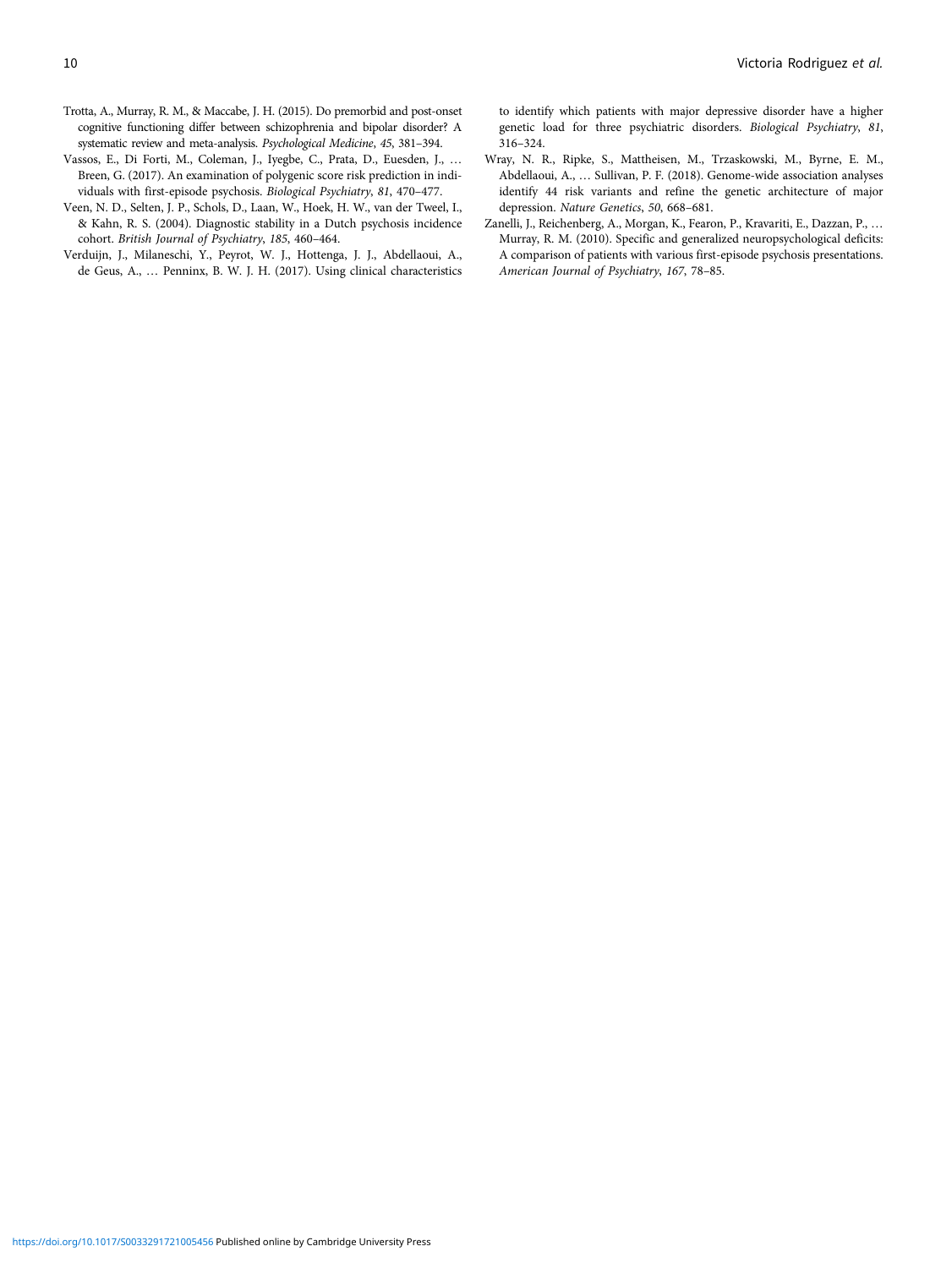Trotta, A., Murray, R. M., & Maccabe, J. H. (2015). Do premorbid and post-onset cognitive functioning differ between schizophrenia and bipolar disorder? A systematic review and meta-analysis. *Psychological Medicine*, *45*, 381–394.

Vassos, E., Di Forti, M., Coleman, J., Iyegbe, C., Prata, D., Euesden, J., … Breen, G. (2017). An examination of polygenic score risk prediction in individuals with first-episode psychosis. *Biological Psychiatry*, *81*, 470–477.

Veen, N. D., Selten, J. P., Schols, D., Laan, W., Hoek, H. W., van der Tweel, I., & Kahn, R. S. (2004). Diagnostic stability in a Dutch psychosis incidence cohort. *British Journal of Psychiatry*, *185*, 460–464.

Verduijn, J., Milaneschi, Y., Peyrot, W. J., Hottenga, J. J., Abdellaoui, A., de Geus, A., … Penninx, B. W. J. H. (2017). Using clinical characteristics to identify which patients with major depressive disorder have a higher genetic load for three psychiatric disorders. *Biological Psychiatry*, *81*, 316–324.

Wray, N. R., Ripke, S., Mattheisen, M., Trzaskowski, M., Byrne, E. M., Abdellaoui, A., … Sullivan, P. F. (2018). Genome-wide association analyses identify 44 risk variants and refine the genetic architecture of major depression. *Nature Genetics*, *50*, 668–681.

Zanelli, J., Reichenberg, A., Morgan, K., Fearon, P., Kravariti, E., Dazzan, P., … Murray, R. M. (2010). Specific and generalized neuropsychological deficits: A comparison of patients with various first-episode psychosis presentations. *American Journal of Psychiatry*, *167*, 78–85.